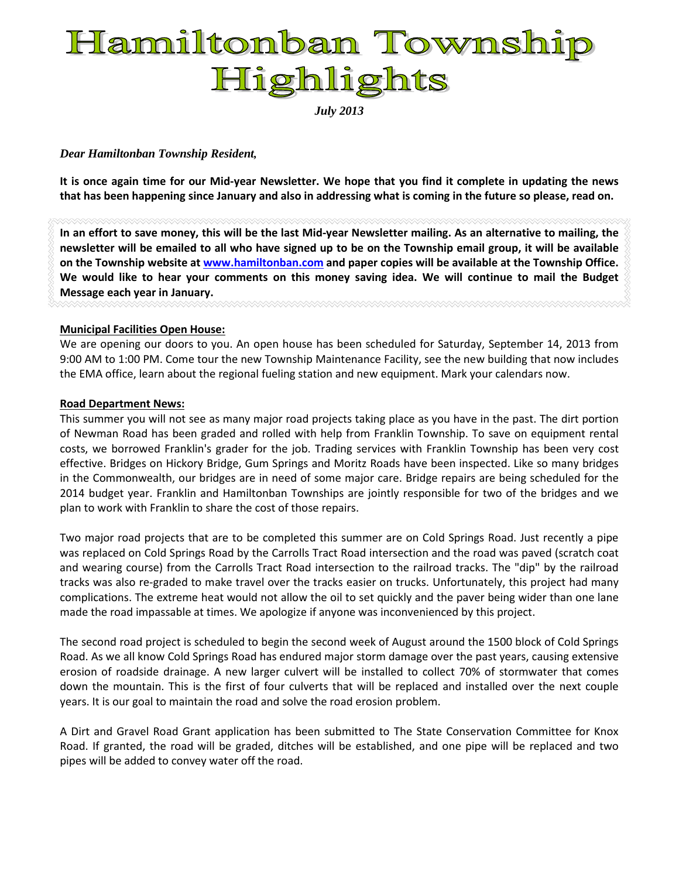# Hamiltonban Township Highlights

*July 2013*

*Dear Hamiltonban Township Resident,*

**It is once again time for our Mid-year Newsletter. We hope that you find it complete in updating the news that has been happening since January and also in addressing what is coming in the future so please, read on.**

**In an effort to save money, this will be the last Mid-year Newsletter mailing. As an alternative to mailing, the newsletter will be emailed to all who have signed up to be on the Township email group, it will be available on the Township website at [www.hamiltonban.com](http://www.hamiltonban.com) and paper copies will be available at the Township Office. We would like to hear your comments on this money saving idea. We will continue to mail the Budget Message each year in January.**

## Municipal Facilities Open House:

We are opening our doors to you. An open house has been scheduled for Saturday, September 14, 2013 from 9:00 AM to 1:00 PM. Come tour the new Township Maintenance Facility, see the new building that now includes the EMA office, learn about the regional fueling station and new equipment. Mark your calendars now.

## Road Department News:

This summer you will not see as many major road projects taking place as you have in the past. The dirt portion of Newman Road has been graded and rolled with help from Franklin Township. To save on equipment rental costs, we borrowed Franklin's grader for the job. Trading services with Franklin Township has been very cost effective. Bridges on Hickory Bridge, Gum Springs and Moritz Roads have been inspected. Like so many bridges in the Commonwealth, our bridges are in need of some major care. Bridge repairs are being scheduled for the 2014 budget year. Franklin and Hamiltonban Townships are jointly responsible for two of the bridges and we plan to work with Franklin to share the cost of those repairs.

Two major road projects that are to be completed this summer are on Cold Springs Road. Just recently a pipe was replaced on Cold Springs Road by the Carrolls Tract Road intersection and the road was paved (scratch coat and wearing course) from the Carrolls Tract Road intersection to the railroad tracks. The "dip" by the railroad tracks was also re-graded to make travel over the tracks easier on trucks. Unfortunately, this project had many complications. The extreme heat would not allow the oil to set quickly and the paver being wider than one lane made the road impassable at times. We apologize if anyone was inconvenienced by this project.

The second road project is scheduled to begin the second week of August around the 1500 block of Cold Springs Road. As we all know Cold Springs Road has endured major storm damage over the past years, causing extensive erosion of roadside drainage. A new larger culvert will be installed to collect 70% of stormwater that comes down the mountain. This is the first of four culverts that will be replaced and installed over the next couple years. It is our goal to maintain the road and solve the road erosion problem.

A Dirt and Gravel Road Grant application has been submitted to The State Conservation Committee for Knox Road. If granted, the road will be graded, ditches will be established, and one pipe will be replaced and two pipes will be added to convey water off the road.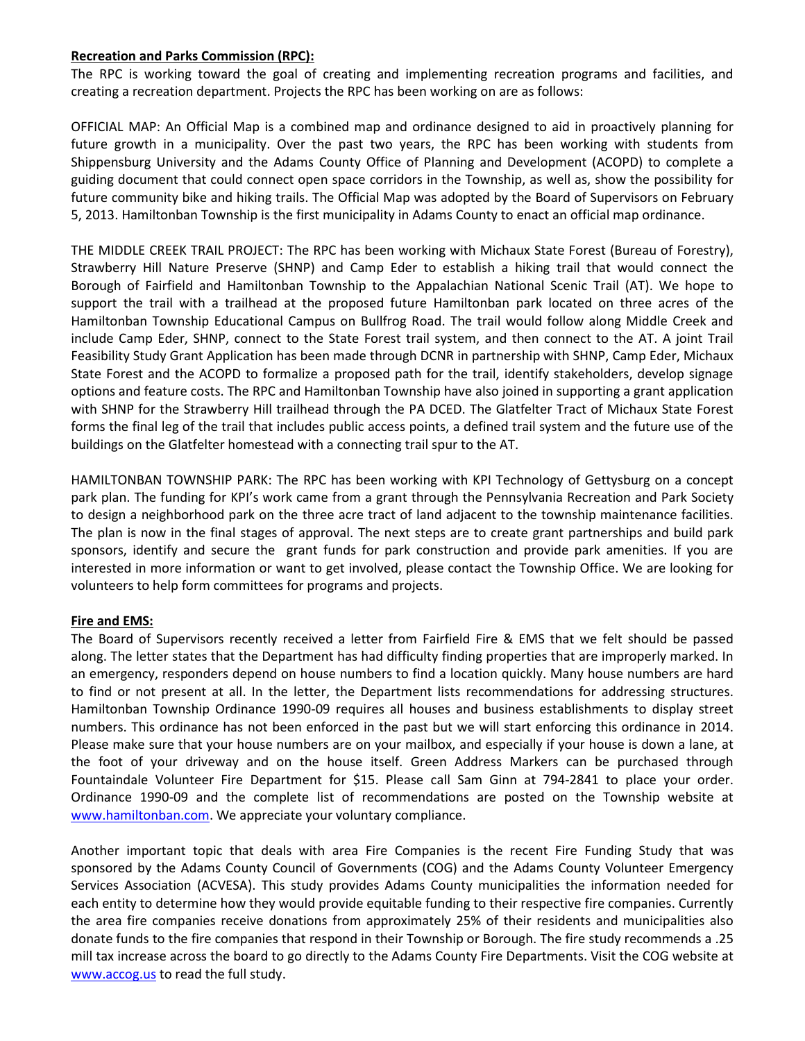**Recreation and Parks Commission (RPC):**

The RPC is working toward the goal of creating and implementing recreation programs and facilities, and creating a recreation department. Projects the RPC has been working on are as follows:

OFFICIAL MAP: An Official Map is a combined map and ordinance designed to aid in proactively planning for future growth in a municipality. Over the past two years, the RPC has been working with students from Shippensburg University and the Adams County Office of Planning and Development (ACOPD) to complete a guiding document that could connect open space corridors in the Township, as well as, show the possibility for future community bike and hiking trails. The Official Map was adopted by the Board of Supervisors on February 5, 2013. Hamiltonban Township is the first municipality in Adams County to enact an official map ordinance.

THE MIDDLE CREEK TRAIL PROJECT: The RPC has been working with Michaux State Forest (Bureau of Forestry), Strawberry Hill Nature Preserve (SHNP) and Camp Eder to establish a hiking trail that would connect the Borough of Fairfield and Hamiltonban Township to the Appalachian National Scenic Trail (AT). We hope to support the trail with a trailhead at the proposed future Hamiltonban park located on three acres of the Hamiltonban Township Educational Campus on Bullfrog Road. The trail would follow along Middle Creek and include Camp Eder, SHNP, connect to the State Forest trail system, and then connect to the AT. A joint Trail Feasibility Study Grant Application has been made through DCNR in partnership with SHNP, Camp Eder, Michaux State Forest and the ACOPD to formalize a proposed path for the trail, identify stakeholders, develop signage options and feature costs. The RPC and Hamiltonban Township have also joined in supporting a grant application with SHNP for the Strawberry Hill trailhead through the PA DCED. The Glatfelter Tract of Michaux State Forest forms the final leg of the trail that includes public access points, a defined trail system and the future use of the buildings on the Glatfelter homestead with a connecting trail spur to the AT.

HAMILTONBAN TOWNSHIP PARK: The RPC has been working with KPI Technology of Gettysburg on a concept park plan. The funding for KPI's work came from a grant through the Pennsylvania Recreation and Park Society to design a neighborhood park on the three acre tract of land adjacent to the township maintenance facilities. The plan is now in the final stages of approval. The next steps are to create grant partnerships and build park sponsors, identify and secure the grant funds for park construction and provide park amenities. If you are interested in more information or want to get involved, please contact the Township Office. We are looking for volunteers to help form committees for programs and projects.

**Fire and EMS:**

The Board of Supervisors recently received a letter from Fairfield Fire & EMS that we felt should be passed along. The letter states that the Department has had difficulty finding properties that are improperly marked. In an emergency, responders depend on house numbers to find a location quickly. Many house numbers are hard to find or not present at all. In the letter, the Department lists recommendations for addressing structures. Hamiltonban Township Ordinance 1990-09 requires all houses and business establishments to display street numbers. This ordinance has not been enforced in the past but we will start enforcing this ordinance in 2014. Please make sure that your house numbers are on your mailbox, and especially if your house is down a lane, at the foot of your driveway and on the house itself. Green Address Markers can be purchased through Fountaindale Volunteer Fire Department for $15. Please call Sam Ginn at 794-2841 to place your order. Ordinance 1990-09 and the complete list of recommendations are posted on the Township website at www.hamiltonban.com. We appreciate your voluntary compliance.

Another important topic that deals with area Fire Companies is the recent Fire Funding Study that was sponsored by the Adams County Council of Governments (COG) and the Adams County Volunteer Emergency Services Association (ACVESA). This study provides Adams County municipalities the information needed for each entity to determine how they would provide equitable funding to their respective fire companies. Currently the area fire companies receive donations from approximately 25% of their residents and municipalities also donate funds to the fire companies that respond in their Township or Borough. The fire study recommends a .25 mill tax increase across the board to go directly to the Adams County Fire Departments. Visit the COG website at www.accog.us to read the full study.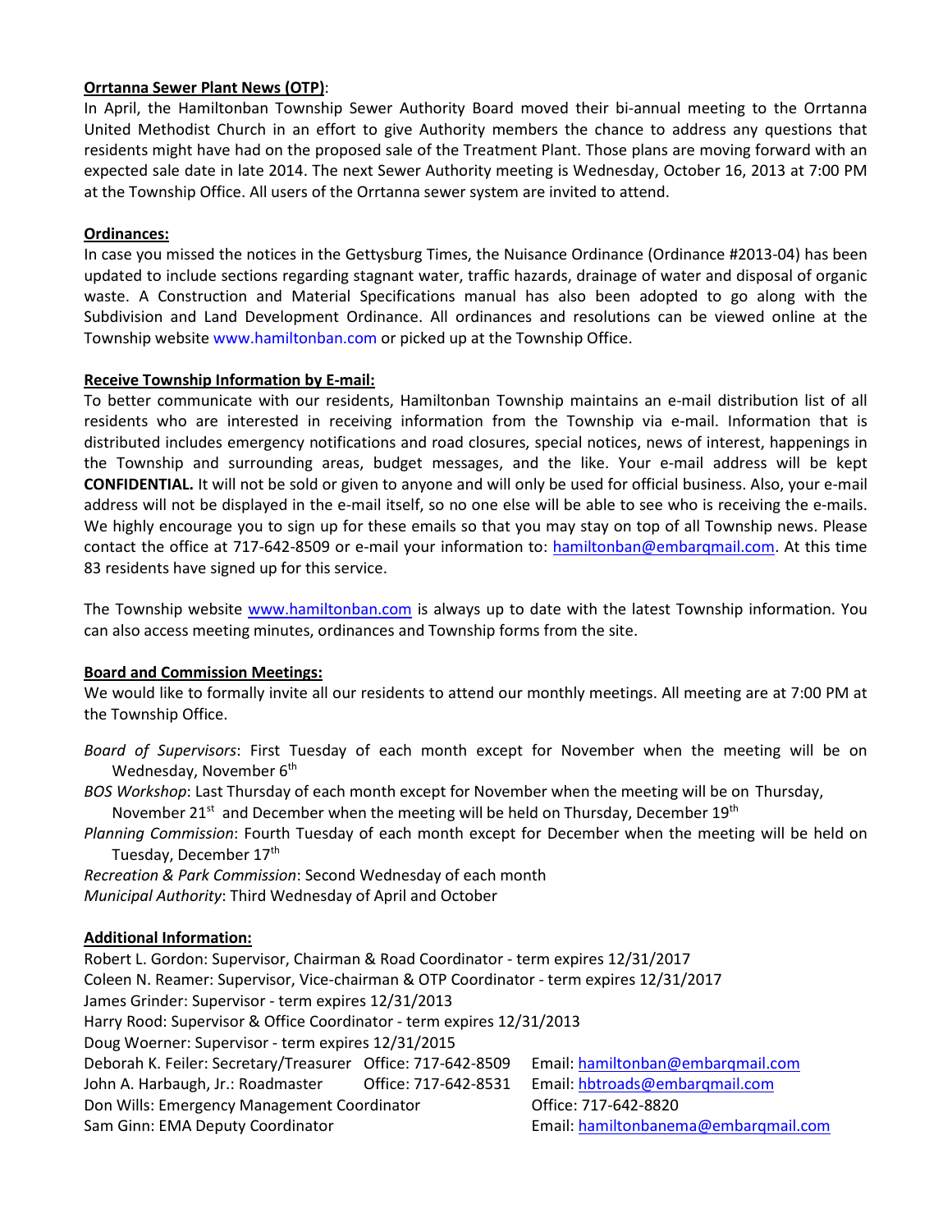**Orrtanna Sewer Plant News (OTP)**:

In April, the Hamiltonban Township Sewer Authority Board moved their bi-annual meeting to the Orrtanna United Methodist Church in an effort to give Authority members the chance to address any questions that residents might have had on the proposed sale of the Treatment Plant. Those plans are moving forward with an expected sale date in late 2014. The next Sewer Authority meeting is Wednesday, October 16, 2013 at 7:00 PM at the Township Office. All users of the Orrtanna sewer system are invited to attend.

**Ordinances:**

In case you missed the notices in the Gettysburg Times, the Nuisance Ordinance (Ordinance #2013-04) has been updated to include sections regarding stagnant water, traffic hazards, drainage of water and disposal of organic waste. A Construction and Material Specifications manual has also been adopted to go along with the Subdivision and Land Development Ordinance. All ordinances and resolutions can be viewed online at the Township website www.hamiltonban.com or picked up at the Township Office.

**Receive Township Information by E-mail:**

To better communicate with our residents, Hamiltonban Township maintains an e-mail distribution list of all residents who are interested in receiving information from the Township via e-mail. Information that is distributed includes emergency notifications and road closures, special notices, news of interest, happenings in the Township and surrounding areas, budget messages, and the like. Your e-mail address will be kept **CONFIDENTIAL.** It will not be sold or given to anyone and will only be used for official business. Also, your e-mail address will not be displayed in the e-mail itself, so no one else will be able to see who is receiving the e-mails. We highly encourage you to sign up for these emails so that you may stay on top of all Township news. Please contact the office at 717-642-8509 or e-mail your information to: hamiltonban@embarqmail.com. At this time 83 residents have signed up for this service.

The Township website www.hamiltonban.com is always up to date with the latest Township information. You can also access meeting minutes, ordinances and Township forms from the site.

**Board and Commission Meetings:**

We would like to formally invite all our residents to attend our monthly meetings. All meeting are at 7:00 PM at the Township Office.

*Board of Supervisors*: First Tuesday of each month except for November when the meeting will be on Wednesday, November 6th

*BOS Workshop*: Last Thursday of each month except for November when the meeting will be on Thursday, November 21st and December when the meeting will be held on Thursday, December 19th

*Planning Commission*: Fourth Tuesday of each month except for December when the meeting will be held on Tuesday, December 17th

*Recreation & Park Commission*: Second Wednesday of each month

*Municipal Authority*: Third Wednesday of April and October

**Additional Information:**

Robert L. Gordon: Supervisor, Chairman & Road Coordinator - term expires 12/31/2017
Coleen N. Reamer: Supervisor, Vice-chairman & OTP Coordinator - term expires 12/31/2017
James Grinder: Supervisor - term expires 12/31/2013
Harry Rood: Supervisor & Office Coordinator - term expires 12/31/2013
Doug Woerner: Supervisor - term expires 12/31/2015

| | | |
|---|---|---|
| Deborah K. Feiler: Secretary/Treasurer | Office: 717-642-8509 | Email: hamiltonban@embarqmail.com |
| John A. Harbaugh, Jr.: Roadmaster | Office: 717-642-8531 | Email: hbtroads@embarqmail.com |
| Don Wills: Emergency Management Coordinator | | Office: 717-642-8820 |
| Sam Ginn: EMA Deputy Coordinator | | Email: hamiltonbanema@embarqmail.com |